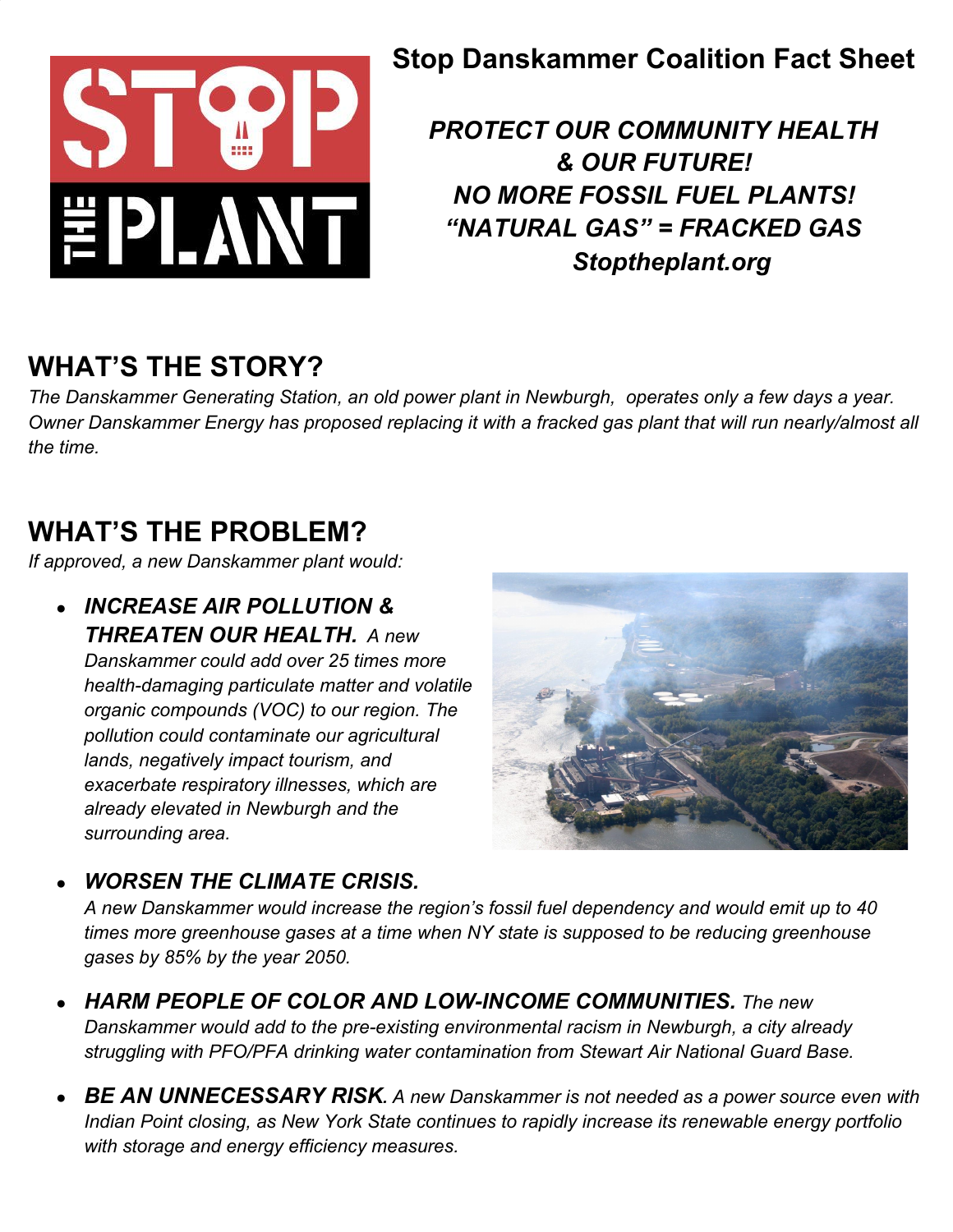# Stop Danskammer Coalition Fact Sheet

***PROTECT OUR COMMUNITY HEALTH & OUR FUTURE!***
***NO MORE FOSSIL FUEL PLANTS!***
***"NATURAL GAS" = FRACKED GAS***
***Stoptheplant.org***

## WHAT'S THE STORY?

*The Danskammer Generating Station, an old power plant in Newburgh, operates only a few days a year. Owner Danskammer Energy has proposed replacing it with a fracked gas plant that will run nearly/almost all the time.*

## WHAT'S THE PROBLEM?

*If approved, a new Danskammer plant would:*

- ***INCREASE AIR POLLUTION & THREATEN OUR HEALTH.*** *A new Danskammer could add over 25 times more health-damaging particulate matter and volatile organic compounds (VOC) to our region. The pollution could contaminate our agricultural lands, negatively impact tourism, and exacerbate respiratory illnesses, which are already elevated in Newburgh and the surrounding area.*

- ***WORSEN THE CLIMATE CRISIS.*** *A new Danskammer would increase the region's fossil fuel dependency and would emit up to 40 times more greenhouse gases at a time when NY state is supposed to be reducing greenhouse gases by 85% by the year 2050.*

- ***HARM PEOPLE OF COLOR AND LOW-INCOME COMMUNITIES.*** *The new Danskammer would add to the pre-existing environmental racism in Newburgh, a city already struggling with PFO/PFA drinking water contamination from Stewart Air National Guard Base.*

- ***BE AN UNNECESSARY RISK.*** *A new Danskammer is not needed as a power source even with Indian Point closing, as New York State continues to rapidly increase its renewable energy portfolio with storage and energy efficiency measures.*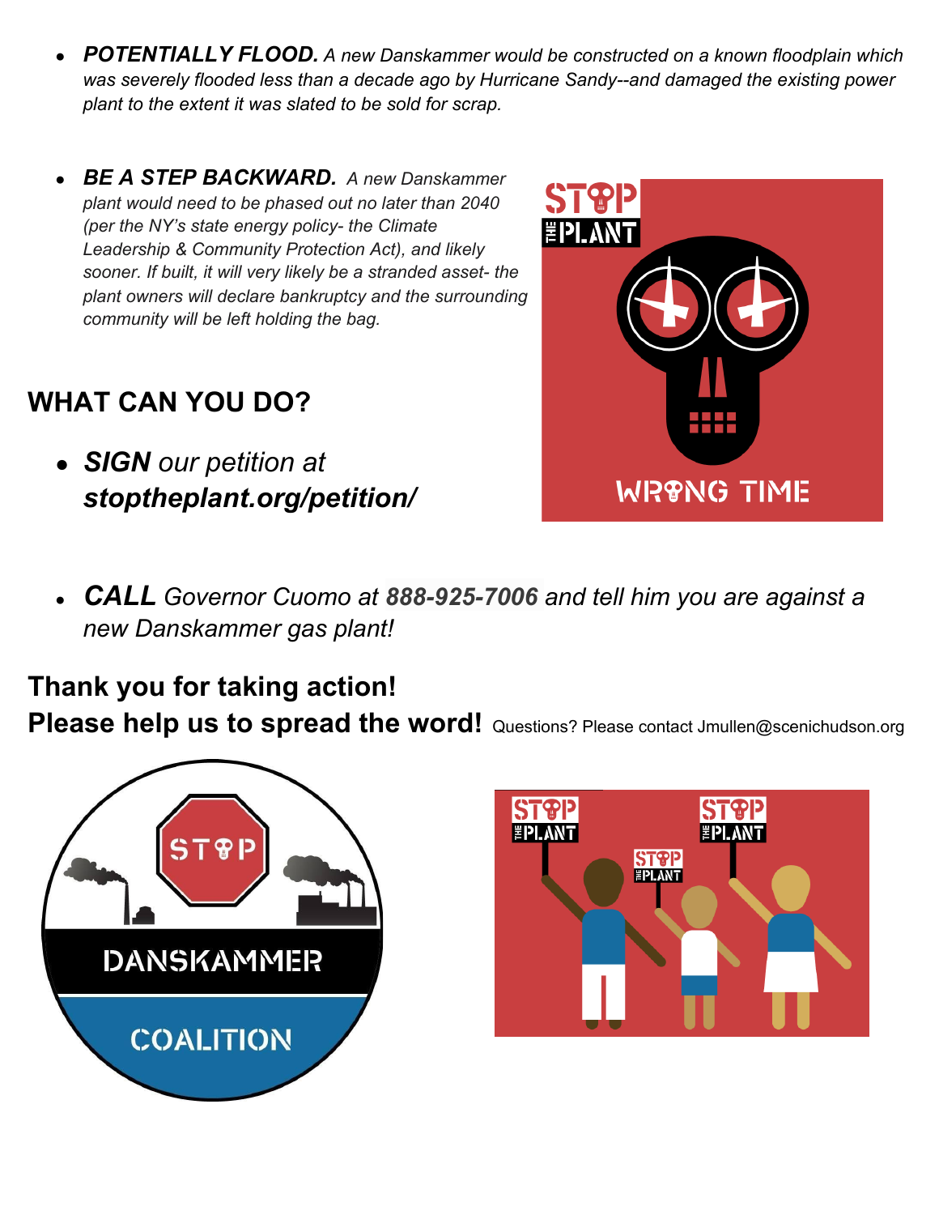- ***POTENTIALLY FLOOD.*** *A new Danskammer would be constructed on a known floodplain which was severely flooded less than a decade ago by Hurricane Sandy--and damaged the existing power plant to the extent it was slated to be sold for scrap.*

- ***BE A STEP BACKWARD.*** *A new Danskammer plant would need to be phased out no later than 2040 (per the NY's state energy policy- the Climate Leadership & Community Protection Act), and likely sooner. If built, it will very likely be a stranded asset- the plant owners will declare bankruptcy and the surrounding community will be left holding the bag.*

## WHAT CAN YOU DO?

- ***SIGN*** *our petition at* ***stoptheplant.org/petition/***

- ***CALL*** *Governor Cuomo at* ***888-925-7006*** *and tell him you are against a new Danskammer gas plant!*

**Thank you for taking action!**

**Please help us to spread the word!** Questions? Please contact Jmullen@scenichudson.org